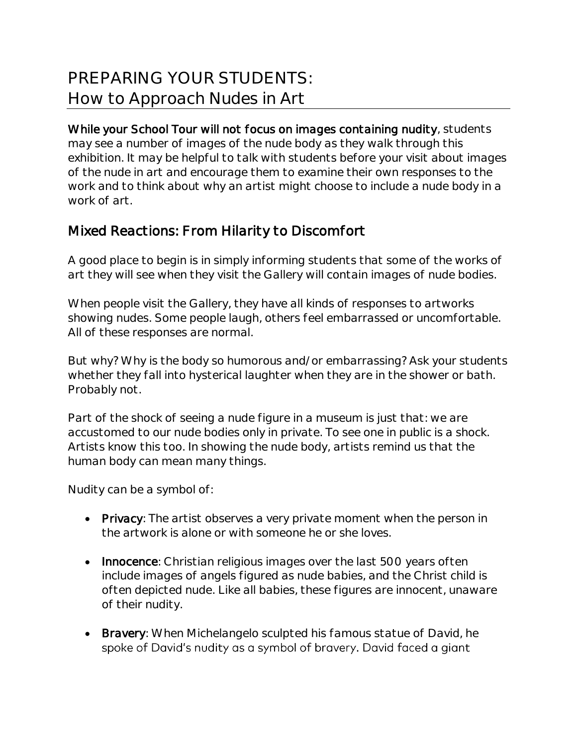# PREPARING YOUR STUDENTS:
How to Approach Nudes in Art

**While your School Tour will not focus on images containing nudity**, students may see a number of images of the nude body as they walk through this exhibition. It may be helpful to talk with students before your visit about images of the nude in art and encourage them to examine their own responses to the work and to think about why an artist might choose to include a nude body in a work of art.

## Mixed Reactions: From Hilarity to Discomfort

A good place to begin is in simply informing students that some of the works of art they will see when they visit the Gallery will contain images of nude bodies.

When people visit the Gallery, they have all kinds of responses to artworks showing nudes. Some people laugh, others feel embarrassed or uncomfortable. All of these responses are normal.

But why? Why is the body so humorous and/or embarrassing? Ask your students whether they fall into hysterical laughter when they are in the shower or bath. Probably not.

Part of the shock of seeing a nude figure in a museum is just that: we are accustomed to our nude bodies only in private. To see one in public is a shock. Artists know this too. In showing the nude body, artists remind us that the human body can mean many things.

Nudity can be a symbol of:

- **Privacy**: The artist observes a very private moment when the person in the artwork is alone or with someone he or she loves.
- **Innocence**: Christian religious images over the last 500 years often include images of angels figured as nude babies, and the Christ child is often depicted nude. Like all babies, these figures are innocent, unaware of their nudity.
- **Bravery**: When Michelangelo sculpted his famous statue of David, he spoke of David's nudity as a symbol of bravery. David faced a giant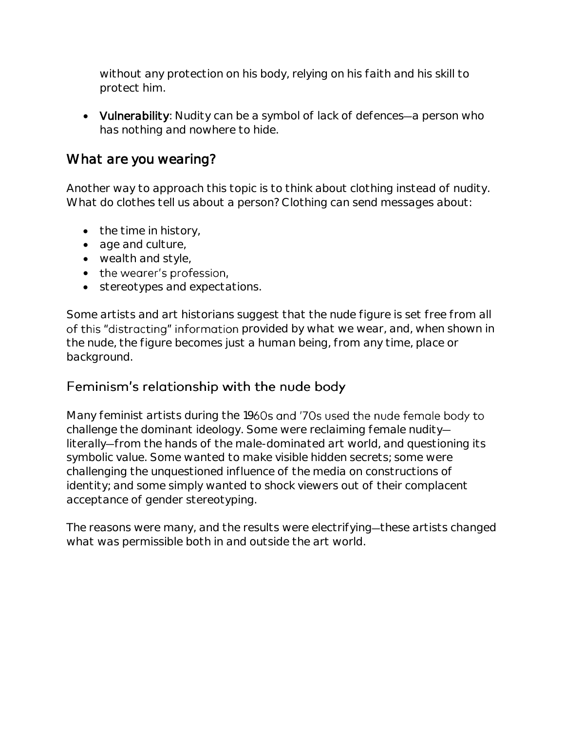without any protection on his body, relying on his faith and his skill to protect him.

- **Vulnerability**: Nudity can be a symbol of lack of defences—a person who has nothing and nowhere to hide.

## What are you wearing?

Another way to approach this topic is to think about clothing instead of nudity. What do clothes tell us about a person? Clothing can send messages about:

- the time in history,
- age and culture,
- wealth and style,
- the wearer's profession,
- stereotypes and expectations.

Some artists and art historians suggest that the nude figure is set free from all of this "distracting" information provided by what we wear, and, when shown in the nude, the figure becomes just a human being, from any time, place or background.

### Feminism's relationship with the nude body

Many feminist artists during the 1960s and '70s used the nude female body to challenge the dominant ideology. Some were reclaiming female nudity—literally—from the hands of the male-dominated art world, and questioning its symbolic value. Some wanted to make visible hidden secrets; some were challenging the unquestioned influence of the media on constructions of identity; and some simply wanted to shock viewers out of their complacent acceptance of gender stereotyping.

The reasons were many, and the results were electrifying—these artists changed what was permissible both in and outside the art world.